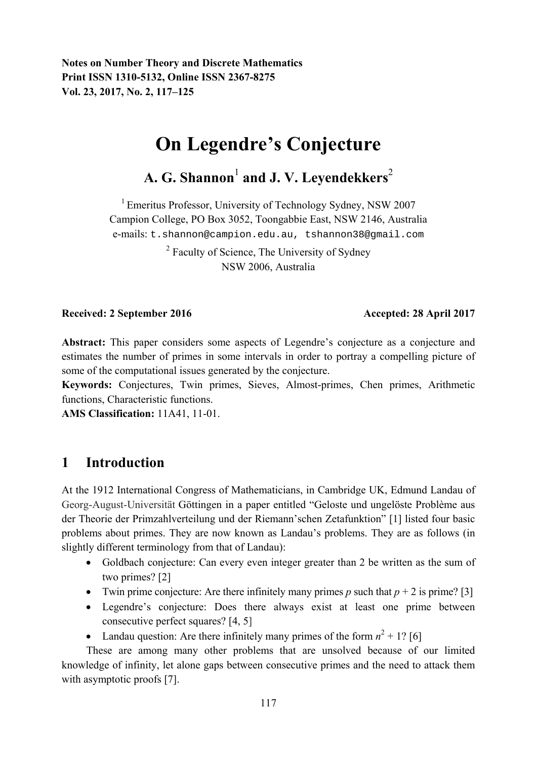**Notes on Number Theory and Discrete Mathematics**
**Print ISSN 1310-5132, Online ISSN 2367-8275**
**Vol. 23, 2017, No. 2, 117–125**

# On Legendre's Conjecture

## A. G. Shannon[1] and J. V. Leyendekkers[2]

[1] Emeritus Professor, University of Technology Sydney, NSW 2007
Campion College, PO Box 3052, Toongabbie East, NSW 2146, Australia
e-mails: t.shannon@campion.edu.au, tshannon38@gmail.com

[2] Faculty of Science, The University of Sydney
NSW 2006, Australia

**Received: 2 September 2016** **Accepted: 28 April 2017**

**Abstract:** This paper considers some aspects of Legendre's conjecture as a conjecture and estimates the number of primes in some intervals in order to portray a compelling picture of some of the computational issues generated by the conjecture.
**Keywords:** Conjectures, Twin primes, Sieves, Almost-primes, Chen primes, Arithmetic functions, Characteristic functions.
**AMS Classification:** 11A41, 11-01.

## 1 Introduction

At the 1912 International Congress of Mathematicians, in Cambridge UK, Edmund Landau of Georg-August-Universität Göttingen in a paper entitled "Geloste und ungelöste Problème aus der Theorie der Primzahlverteilung und der Riemann'schen Zetafunktion" [1] listed four basic problems about primes. They are now known as Landau's problems. They are as follows (in slightly different terminology from that of Landau):

- Goldbach conjecture: Can every even integer greater than 2 be written as the sum of two primes? [2]
- Twin prime conjecture: Are there infinitely many primes $p$ such that $p + 2$ is prime? [3]
- Legendre's conjecture: Does there always exist at least one prime between consecutive perfect squares? [4, 5]
- Landau question: Are there infinitely many primes of the form $n^2 + 1$? [6]

These are among many other problems that are unsolved because of our limited knowledge of infinity, let alone gaps between consecutive primes and the need to attack them with asymptotic proofs [7].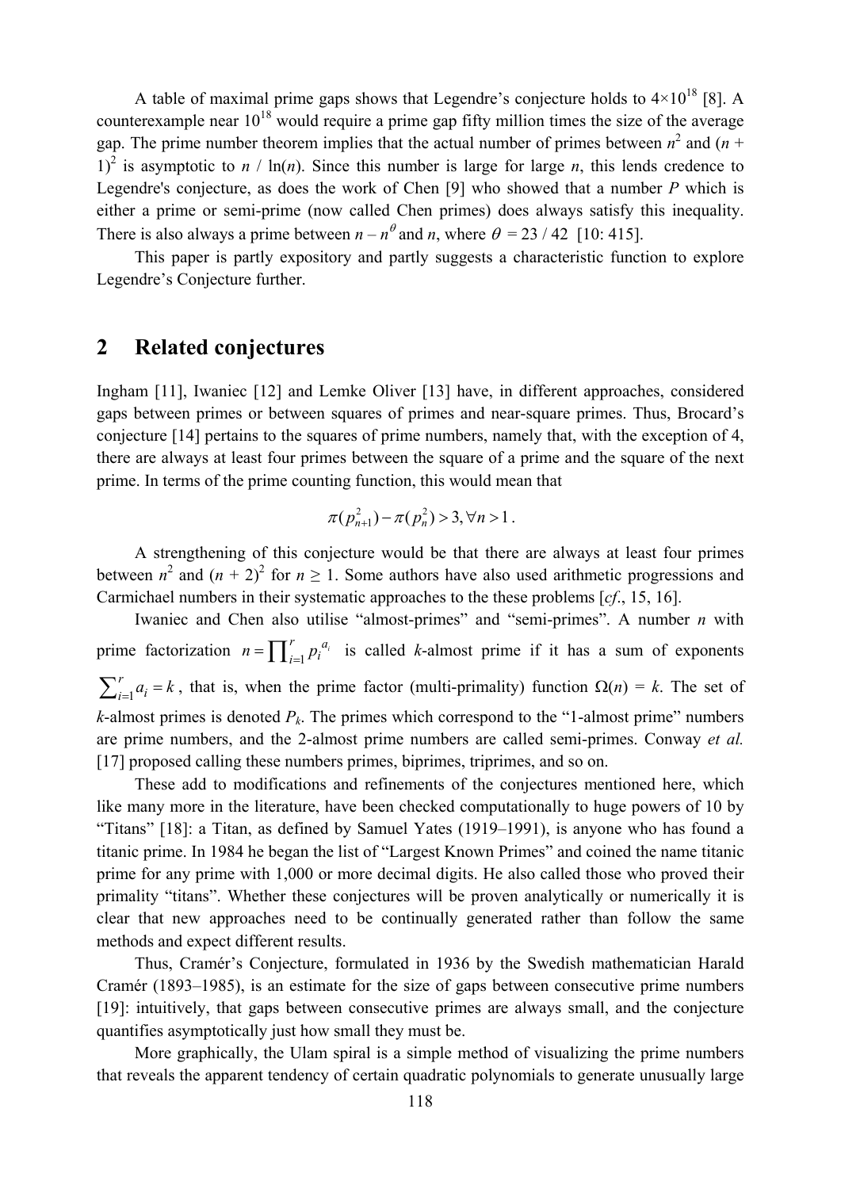A table of maximal prime gaps shows that Legendre's conjecture holds to $4\times10^{18}$ [8]. A counterexample near $10^{18}$ would require a prime gap fifty million times the size of the average gap. The prime number theorem implies that the actual number of primes between $n^2$ and $(n + 1)^2$ is asymptotic to $n / \ln(n)$. Since this number is large for large $n$, this lends credence to Legendre's conjecture, as does the work of Chen [9] who showed that a number $P$ which is either a prime or semi-prime (now called Chen primes) does always satisfy this inequality. There is also always a prime between $n - n^{\theta}$ and $n$, where $\theta = 23 / 42$ [10: 415].

This paper is partly expository and partly suggests a characteristic function to explore Legendre's Conjecture further.

## 2 Related conjectures

Ingham [11], Iwaniec [12] and Lemke Oliver [13] have, in different approaches, considered gaps between primes or between squares of primes and near-square primes. Thus, Brocard's conjecture [14] pertains to the squares of prime numbers, namely that, with the exception of 4, there are always at least four primes between the square of a prime and the square of the next prime. In terms of the prime counting function, this would mean that

$$\pi(p_{n+1}^2) - \pi(p_n^2) > 3, \forall n > 1 .$$

A strengthening of this conjecture would be that there are always at least four primes between $n^2$ and $(n + 2)^2$ for $n \geq 1$. Some authors have also used arithmetic progressions and Carmichael numbers in their systematic approaches to the these problems [*cf*., 15, 16].

Iwaniec and Chen also utilise "almost-primes" and "semi-primes". A number $n$ with prime factorization $n = \prod_{i=1}^{r} p_i^{a_i}$ is called $k$-almost prime if it has a sum of exponents $\sum_{i=1}^{r} a_i = k$, that is, when the prime factor (multi-primality) function $\Omega(n) = k$. The set of $k$-almost primes is denoted $P_k$. The primes which correspond to the "1-almost prime" numbers are prime numbers, and the 2-almost prime numbers are called semi-primes. Conway *et al.* [17] proposed calling these numbers primes, biprimes, triprimes, and so on.

These add to modifications and refinements of the conjectures mentioned here, which like many more in the literature, have been checked computationally to huge powers of 10 by "Titans" [18]: a Titan, as defined by Samuel Yates (1919–1991), is anyone who has found a titanic prime. In 1984 he began the list of "Largest Known Primes" and coined the name titanic prime for any prime with 1,000 or more decimal digits. He also called those who proved their primality "titans". Whether these conjectures will be proven analytically or numerically it is clear that new approaches need to be continually generated rather than follow the same methods and expect different results.

Thus, Cramér's Conjecture, formulated in 1936 by the Swedish mathematician Harald Cramér (1893–1985), is an estimate for the size of gaps between consecutive prime numbers [19]: intuitively, that gaps between consecutive primes are always small, and the conjecture quantifies asymptotically just how small they must be.

More graphically, the Ulam spiral is a simple method of visualizing the prime numbers that reveals the apparent tendency of certain quadratic polynomials to generate unusually large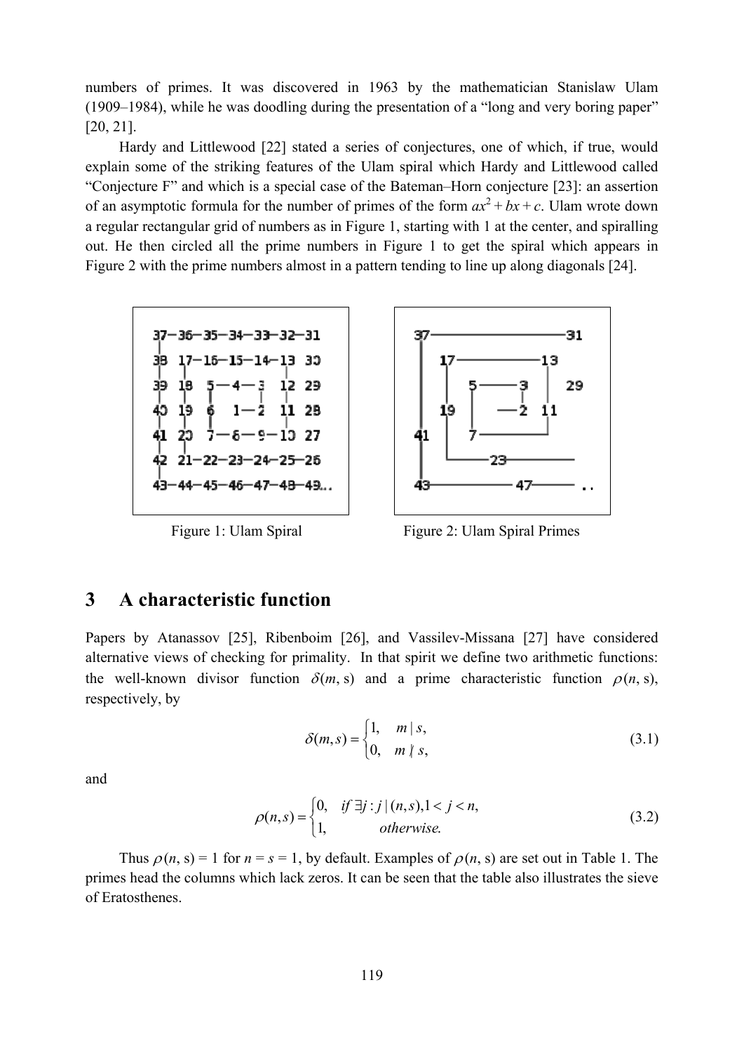numbers of primes. It was discovered in 1963 by the mathematician Stanislaw Ulam (1909–1984), while he was doodling during the presentation of a "long and very boring paper" [20, 21].

Hardy and Littlewood [22] stated a series of conjectures, one of which, if true, would explain some of the striking features of the Ulam spiral which Hardy and Littlewood called "Conjecture F" and which is a special case of the Bateman–Horn conjecture [23]: an assertion of an asymptotic formula for the number of primes of the form $ax^2 + bx + c$. Ulam wrote down a regular rectangular grid of numbers as in Figure 1, starting with 1 at the center, and spiralling out. He then circled all the prime numbers in Figure 1 to get the spiral which appears in Figure 2 with the prime numbers almost in a pattern tending to line up along diagonals [24].

Figure 1: Ulam Spiral

Figure 2: Ulam Spiral Primes

## 3 A characteristic function

Papers by Atanassov [25], Ribenboim [26], and Vassilev-Missana [27] have considered alternative views of checking for primality. In that spirit we define two arithmetic functions: the well-known divisor function $\delta(m, s)$ and a prime characteristic function $\rho(n, s)$, respectively, by

$$\delta(m,s) = \begin{cases} 1, & m \mid s, \\ 0, & m \nmid s, \end{cases} \tag{3.1}$$

and

$$\rho(n,s) = \begin{cases} 0, & \text{if } \exists j : j \mid (n,s), 1 < j < n, \\ 1, & \text{otherwise.} \end{cases} \tag{3.2}$$

Thus $\rho(n, s) = 1$ for $n = s = 1$, by default. Examples of $\rho(n, s)$ are set out in Table 1. The primes head the columns which lack zeros. It can be seen that the table also illustrates the sieve of Eratosthenes.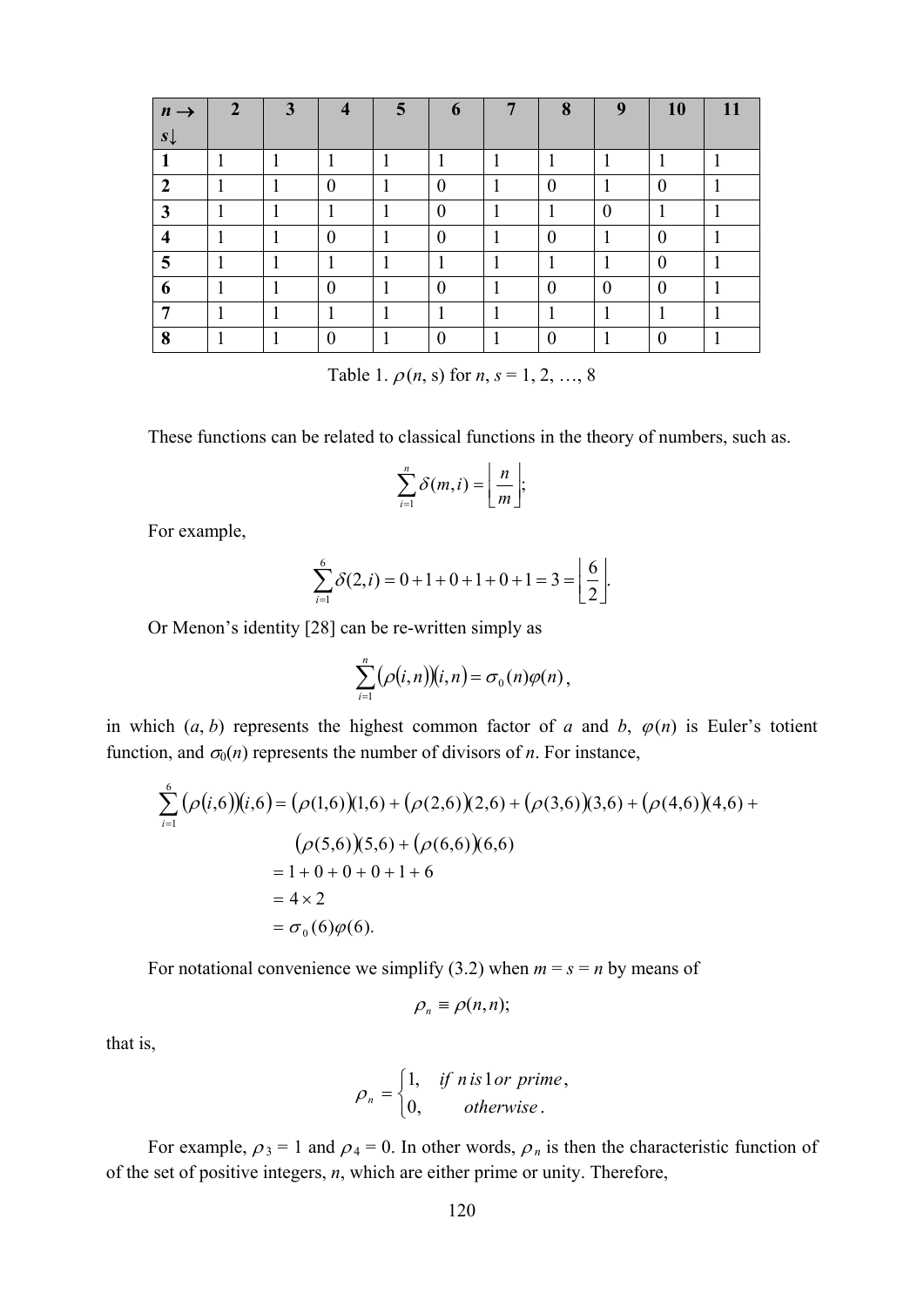| $n \rightarrow$ $s\downarrow$ | 2 | 3 | 4 | 5 | 6 | 7 | 8 | 9 | 10 | 11 |
|---|---|---|---|---|---|---|---|---|---|---|
| **1** | 1 | 1 | 1 | 1 | 1 | 1 | 1 | 1 | 1 | 1 |
| **2** | 1 | 1 | 0 | 1 | 0 | 1 | 0 | 1 | 0 | 1 |
| **3** | 1 | 1 | 1 | 1 | 0 | 1 | 1 | 0 | 1 | 1 |
| **4** | 1 | 1 | 0 | 1 | 0 | 1 | 0 | 1 | 0 | 1 |
| **5** | 1 | 1 | 1 | 1 | 1 | 1 | 1 | 1 | 0 | 1 |
| **6** | 1 | 1 | 0 | 1 | 0 | 1 | 0 | 0 | 0 | 1 |
| **7** | 1 | 1 | 1 | 1 | 1 | 1 | 1 | 1 | 1 | 1 |
| **8** | 1 | 1 | 0 | 1 | 0 | 1 | 0 | 1 | 0 | 1 |

Table 1. $\rho(n, s)$ for $n$, $s$ = 1, 2, …, 8

These functions can be related to classical functions in the theory of numbers, such as.

$$\sum_{i=1}^{n} \delta(m,i) = \left\lfloor \frac{n}{m} \right\rfloor;$$

For example,

$$\sum_{i=1}^{6} \delta(2,i) = 0+1+0+1+0+1 = 3 = \left\lfloor \frac{6}{2} \right\rfloor.$$

Or Menon's identity [28] can be re-written simply as

$$\sum_{i=1}^{n} (\rho(i,n))(i,n) = \sigma_0(n)\varphi(n),$$

in which $(a, b)$ represents the highest common factor of $a$ and $b$, $\varphi(n)$ is Euler's totient function, and $\sigma_0(n)$ represents the number of divisors of $n$. For instance,

$$\begin{aligned}
\sum_{i=1}^{6} (\rho(i,6))(i,6) &= (\rho(1,6))(1,6) + (\rho(2,6))(2,6) + (\rho(3,6))(3,6) + (\rho(4,6))(4,6) + \\
&\quad (\rho(5,6))(5,6) + (\rho(6,6))(6,6) \\
&= 1+0+0+0+1+6 \\
&= 4 \times 2 \\
&= \sigma_0(6)\varphi(6).
\end{aligned}$$

For notational convenience we simplify (3.2) when $m = s = n$ by means of

$$\rho_n \equiv \rho(n,n);$$

that is,

$$\rho_n = \begin{cases} 1, & \text{if } n \text{ is } 1 \text{ or prime}, \\ 0, & \text{otherwise}. \end{cases}$$

For example, $\rho_3 = 1$ and $\rho_4 = 0$. In other words, $\rho_n$ is then the characteristic function of of the set of positive integers, $n$, which are either prime or unity. Therefore,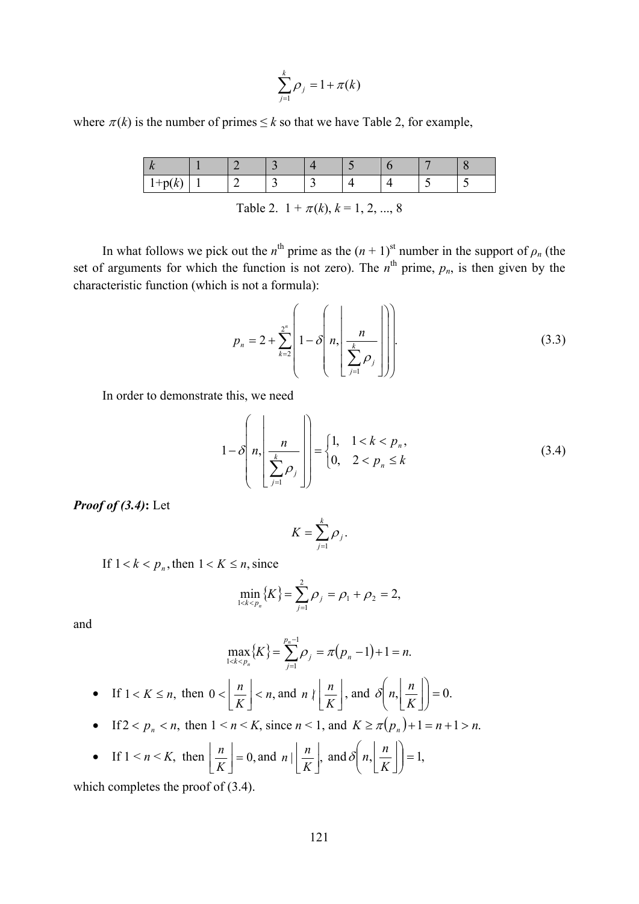$$\sum_{j=1}^{k} \rho_j = 1 + \pi(k)$$

where $\pi(k)$ is the number of primes $\leq k$ so that we have Table 2, for example,

| $k$ | 1 | 2 | 3 | 4 | 5 | 6 | 7 | 8 |
|---|---|---|---|---|---|---|---|---|
| 1+p($k$) | 1 | 2 | 3 | 3 | 4 | 4 | 5 | 5 |

Table 2. $1 + \pi(k)$, $k = 1, 2, ..., 8$

In what follows we pick out the $n^{\text{th}}$ prime as the $(n + 1)^{\text{st}}$ number in the support of $\rho_n$ (the set of arguments for which the function is not zero). The $n^{\text{th}}$ prime, $p_n$, is then given by the characteristic function (which is not a formula):

$$p_n = 2 + \sum_{k=2}^{2^n} \left( 1 - \delta\left( n, \left\lfloor \frac{n}{\sum_{j=1}^{k} \rho_j} \right\rfloor \right) \right). \tag{3.3}$$

In order to demonstrate this, we need

$$1 - \delta\left( n, \left\lfloor \frac{n}{\sum_{j=1}^{k} \rho_j} \right\rfloor \right) = \begin{cases} 1, & 1 < k < p_n, \\ 0, & 2 < p_n \leq k \end{cases} \tag{3.4}$$

***Proof of (3.4)*:** Let

$$K = \sum_{j=1}^{k} \rho_j .$$

If $1 < k < p_n$, then $1 < K \leq n$, since

$$\min_{1<k<p_n} \{K\} = \sum_{j=1}^{2} \rho_j = \rho_1 + \rho_2 = 2,$$

and

$$\max_{1<k<p_n} \{K\} = \sum_{j=1}^{p_n - 1} \rho_j = \pi(p_n - 1) + 1 = n.$$

- If $1 < K \leq n$, then $0 < \left\lfloor \frac{n}{K} \right\rfloor < n$, and $n \nmid \left\lfloor \frac{n}{K} \right\rfloor$, and $\delta\left(n, \left\lfloor \frac{n}{K} \right\rfloor\right) = 0.$
- If $2 < p_n < n$, then $1 < n < K$, since $n < 1$, and $K \geq \pi(p_n) + 1 = n + 1 > n.$
- If $1 < n < K$, then $\left\lfloor \frac{n}{K} \right\rfloor = 0$, and $n \mid \left\lfloor \frac{n}{K} \right\rfloor$, and $\delta\left(n, \left\lfloor \frac{n}{K} \right\rfloor\right) = 1,$

which completes the proof of (3.4).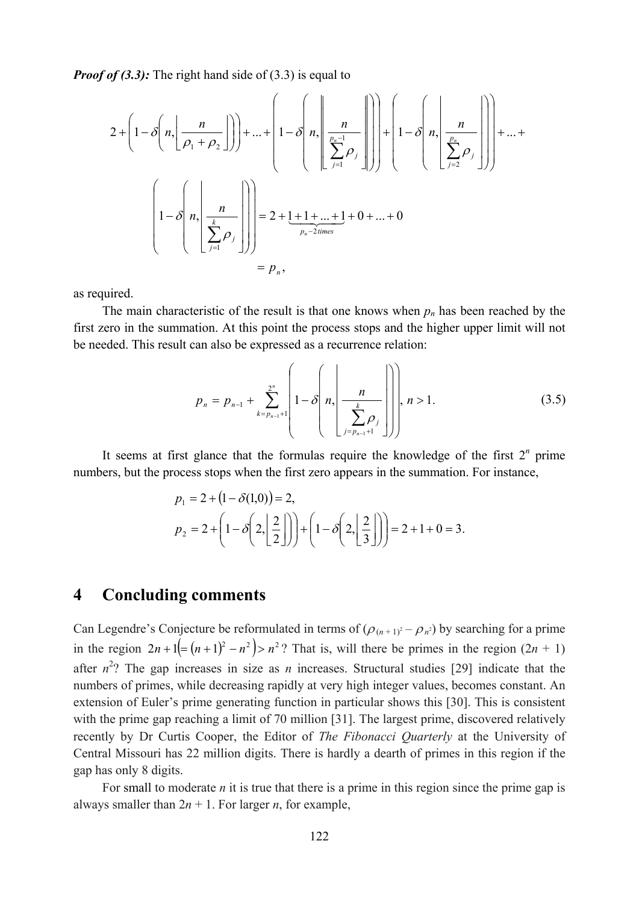***Proof of (3.3):*** The right hand side of (3.3) is equal to

$$2+\left(1-\delta\left(n,\left\lfloor \frac{n}{\rho_1+\rho_2}\right\rfloor\right)\right)+...+\left(1-\delta\left(n,\left\lfloor \frac{n}{\sum_{j=1}^{p_n-1}\rho_j}\right\rfloor\right)\right)+\left(1-\delta\left(n,\left\lfloor \frac{n}{\sum_{j=2}^{p_n}\rho_j}\right\rfloor\right)\right)+...+$$

$$\left(1-\delta\left(n,\left\lfloor \frac{n}{\sum_{j=1}^{k}\rho_j}\right\rfloor\right)\right)=2+\underbrace{1+1+...+1}_{p_n-2\,times}+0+...+0$$

$$=p_n,$$

as required.

The main characteristic of the result is that one knows when $p_n$ has been reached by the first zero in the summation. At this point the process stops and the higher upper limit will not be needed. This result can also be expressed as a recurrence relation:

$$p_n = p_{n-1} + \sum_{k=p_{n-1}+1}^{2^n}\left(1-\delta\left(n,\left\lfloor \frac{n}{\sum_{j=p_{n-1}+1}^{k}\rho_j}\right\rfloor\right)\right),\ n>1. \tag{3.5}$$

It seems at first glance that the formulas require the knowledge of the first $2^n$ prime numbers, but the process stops when the first zero appears in the summation. For instance,

$$p_1 = 2+\left(1-\delta(1,0)\right)=2,$$

$$p_2 = 2+\left(1-\delta\left(2,\left\lfloor \frac{2}{2}\right\rfloor\right)\right)+\left(1-\delta\left(2,\left\lfloor \frac{2}{3}\right\rfloor\right)\right)=2+1+0=3.$$

## 4 Concluding comments

Can Legendre's Conjecture be reformulated in terms of ($\rho_{(n+1)^2}-\rho_{n^2}$) by searching for a prime in the region $2n+1\left(=(n+1)^2-n^2\right)>n^2$? That is, will there be primes in the region $(2n+1)$ after $n^2$? The gap increases in size as $n$ increases. Structural studies [29] indicate that the numbers of primes, while decreasing rapidly at very high integer values, becomes constant. An extension of Euler's prime generating function in particular shows this [30]. This is consistent with the prime gap reaching a limit of 70 million [31]. The largest prime, discovered relatively recently by Dr Curtis Cooper, the Editor of *The Fibonacci Quarterly* at the University of Central Missouri has 22 million digits. There is hardly a dearth of primes in this region if the gap has only 8 digits.

For small to moderate $n$ it is true that there is a prime in this region since the prime gap is always smaller than $2n+1$. For larger $n$, for example,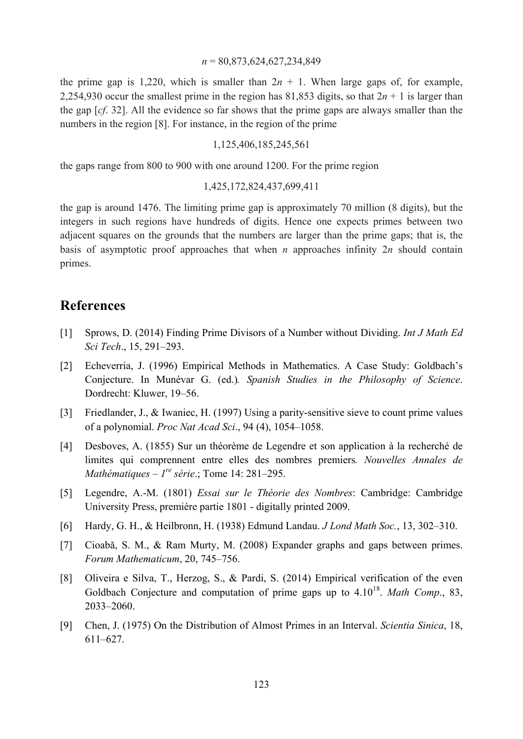$$n = 80{,}873{,}624{,}627{,}234{,}849$$

the prime gap is 1,220, which is smaller than $2n + 1$. When large gaps of, for example, 2,254,930 occur the smallest prime in the region has 81,853 digits, so that $2n + 1$ is larger than the gap [*cf*. 32]. All the evidence so far shows that the prime gaps are always smaller than the numbers in the region [8]. For instance, in the region of the prime

$$1{,}125{,}406{,}185{,}245{,}561$$

the gaps range from 800 to 900 with one around 1200. For the prime region

$$1{,}425{,}172{,}824{,}437{,}699{,}411$$

the gap is around 1476. The limiting prime gap is approximately 70 million (8 digits), but the integers in such regions have hundreds of digits. Hence one expects primes between two adjacent squares on the grounds that the numbers are larger than the prime gaps; that is, the basis of asymptotic proof approaches that when $n$ approaches infinity $2n$ should contain primes.

## References

[1] Sprows, D. (2014) Finding Prime Divisors of a Number without Dividing. *Int J Math Ed Sci Tech*., 15, 291–293.

[2] Echeverria, J. (1996) Empirical Methods in Mathematics. A Case Study: Goldbach's Conjecture. In Munévar G. (ed.)*. Spanish Studies in the Philosophy of Science*. Dordrecht: Kluwer, 19–56.

[3] Friedlander, J., & Iwaniec, H. (1997) Using a parity-sensitive sieve to count prime values of a polynomial. *Proc Nat Acad Sci*., 94 (4), 1054–1058.

[4] Desboves, A. (1855) Sur un théorème de Legendre et son application à la recherché de limites qui comprennent entre elles des nombres premiers*. Nouvelles Annales de Mathématiques – 1re série*.; Tome 14: 281–295.

[5] Legendre, A.-M. (1801) *Essai sur le Théorie des Nombres*: Cambridge: Cambridge University Press, première partie 1801 - digitally printed 2009.

[6] Hardy, G. H., & Heilbronn, H. (1938) Edmund Landau. *J Lond Math Soc.*, 13, 302–310.

[7] Cioabă, S. M., & Ram Murty, M. (2008) Expander graphs and gaps between primes. *Forum Mathematicum*, 20, 745–756.

[8] Oliveira e Silva, T., Herzog, S., & Pardi, S. (2014) Empirical verification of the even Goldbach Conjecture and computation of prime gaps up to $4.10^{18}$. *Math Comp*., 83, 2033–2060.

[9] Chen, J. (1975) On the Distribution of Almost Primes in an Interval. *Scientia Sinica*, 18, 611–627.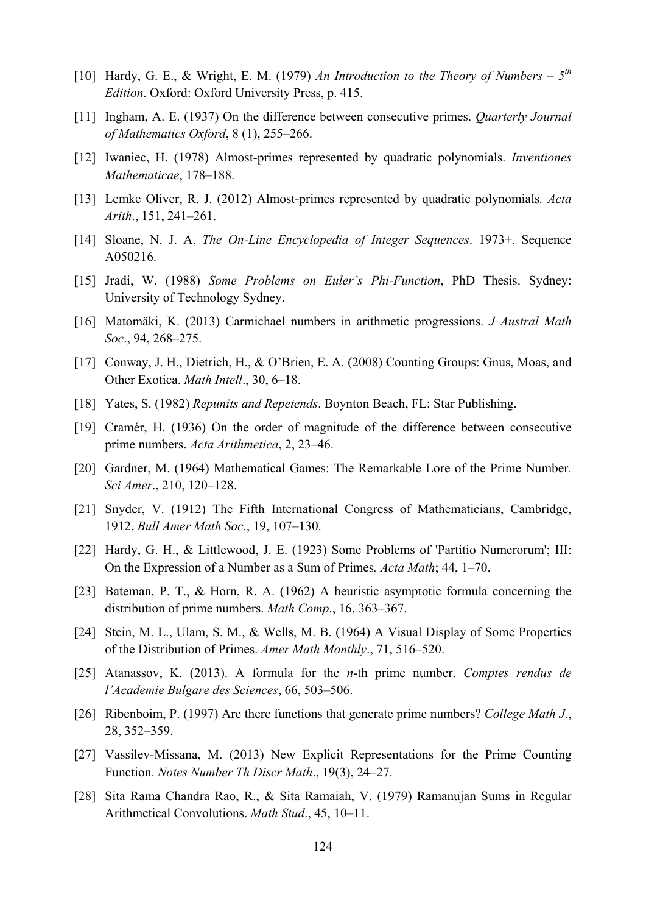[10] Hardy, G. E., & Wright, E. M. (1979) *An Introduction to the Theory of Numbers – 5th Edition*. Oxford: Oxford University Press, p. 415.

[11] Ingham, A. E. (1937) On the difference between consecutive primes. *Quarterly Journal of Mathematics Oxford*, 8 (1), 255–266.

[12] Iwaniec, H. (1978) Almost-primes represented by quadratic polynomials. *Inventiones Mathematicae*, 178–188.

[13] Lemke Oliver, R. J. (2012) Almost-primes represented by quadratic polynomials*. Acta Arith*., 151, 241–261.

[14] Sloane, N. J. A. *The On-Line Encyclopedia of Integer Sequences*. 1973+. Sequence A050216.

[15] Jradi, W. (1988) *Some Problems on Euler's Phi-Function*, PhD Thesis. Sydney: University of Technology Sydney.

[16] Matomäki, K. (2013) Carmichael numbers in arithmetic progressions. *J Austral Math Soc*., 94, 268–275.

[17] Conway, J. H., Dietrich, H., & O'Brien, E. A. (2008) Counting Groups: Gnus, Moas, and Other Exotica. *Math Intell*., 30, 6–18.

[18] Yates, S. (1982) *Repunits and Repetends*. Boynton Beach, FL: Star Publishing.

[19] Cramér, H. (1936) On the order of magnitude of the difference between consecutive prime numbers. *Acta Arithmetica*, 2, 23–46.

[20] Gardner, M. (1964) Mathematical Games: The Remarkable Lore of the Prime Number*. Sci Amer*., 210, 120–128.

[21] Snyder, V. (1912) The Fifth International Congress of Mathematicians, Cambridge, 1912. *Bull Amer Math Soc.*, 19, 107–130.

[22] Hardy, G. H., & Littlewood, J. E. (1923) Some Problems of 'Partitio Numerorum'; III: On the Expression of a Number as a Sum of Primes*. Acta Math*; 44, 1–70.

[23] Bateman, P. T., & Horn, R. A. (1962) A heuristic asymptotic formula concerning the distribution of prime numbers. *Math Comp*., 16, 363–367.

[24] Stein, M. L., Ulam, S. M., & Wells, M. B. (1964) A Visual Display of Some Properties of the Distribution of Primes. *Amer Math Monthly*., 71, 516–520.

[25] Atanassov, K. (2013). A formula for the *n*-th prime number. *Comptes rendus de l'Academie Bulgare des Sciences*, 66, 503–506.

[26] Ribenboim, P. (1997) Are there functions that generate prime numbers? *College Math J.*, 28, 352–359.

[27] Vassilev-Missana, M. (2013) New Explicit Representations for the Prime Counting Function. *Notes Number Th Discr Math*., 19(3), 24–27.

[28] Sita Rama Chandra Rao, R., & Sita Ramaiah, V. (1979) Ramanujan Sums in Regular Arithmetical Convolutions. *Math Stud*., 45, 10–11.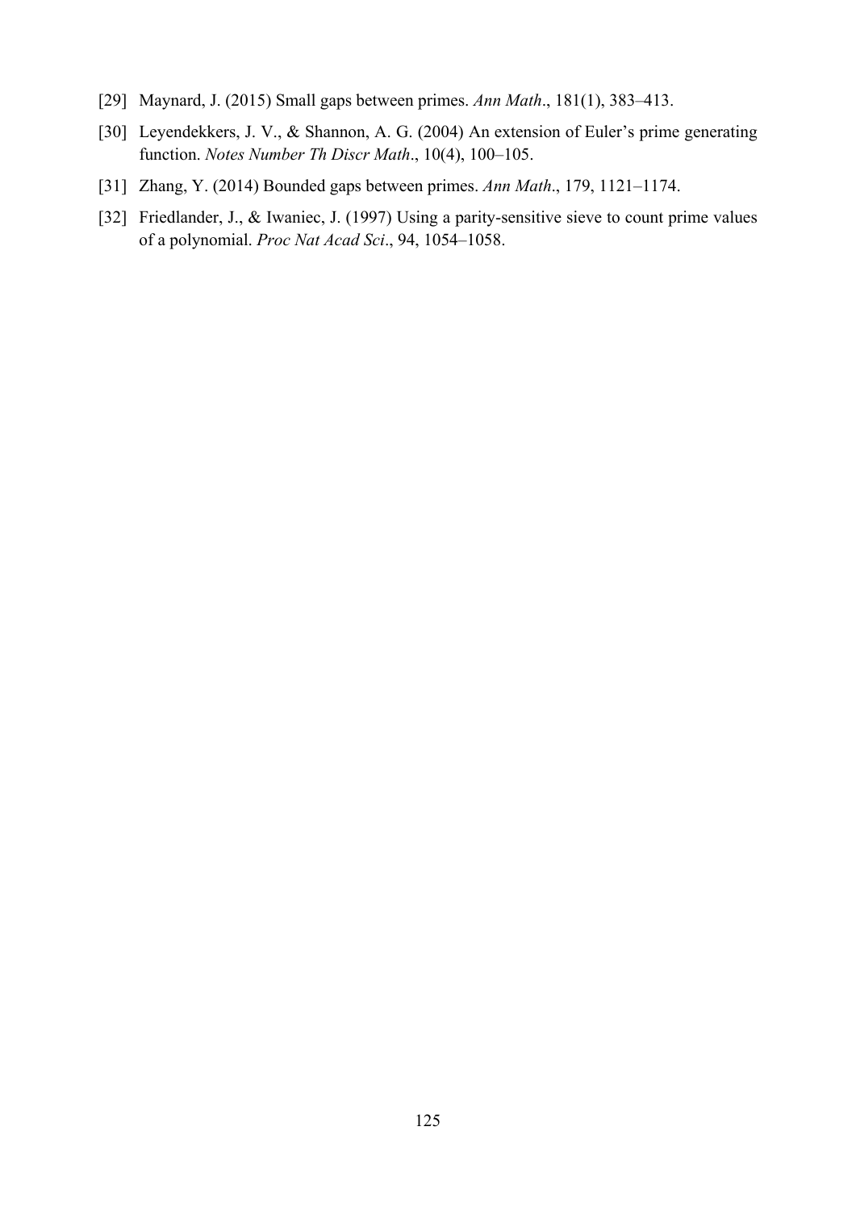[29] Maynard, J. (2015) Small gaps between primes. *Ann Math*., 181(1), 383–413.

[30] Leyendekkers, J. V., & Shannon, A. G. (2004) An extension of Euler's prime generating function. *Notes Number Th Discr Math*., 10(4), 100–105.

[31] Zhang, Y. (2014) Bounded gaps between primes. *Ann Math*., 179, 1121–1174.

[32] Friedlander, J., & Iwaniec, J. (1997) Using a parity-sensitive sieve to count prime values of a polynomial. *Proc Nat Acad Sci*., 94, 1054–1058.